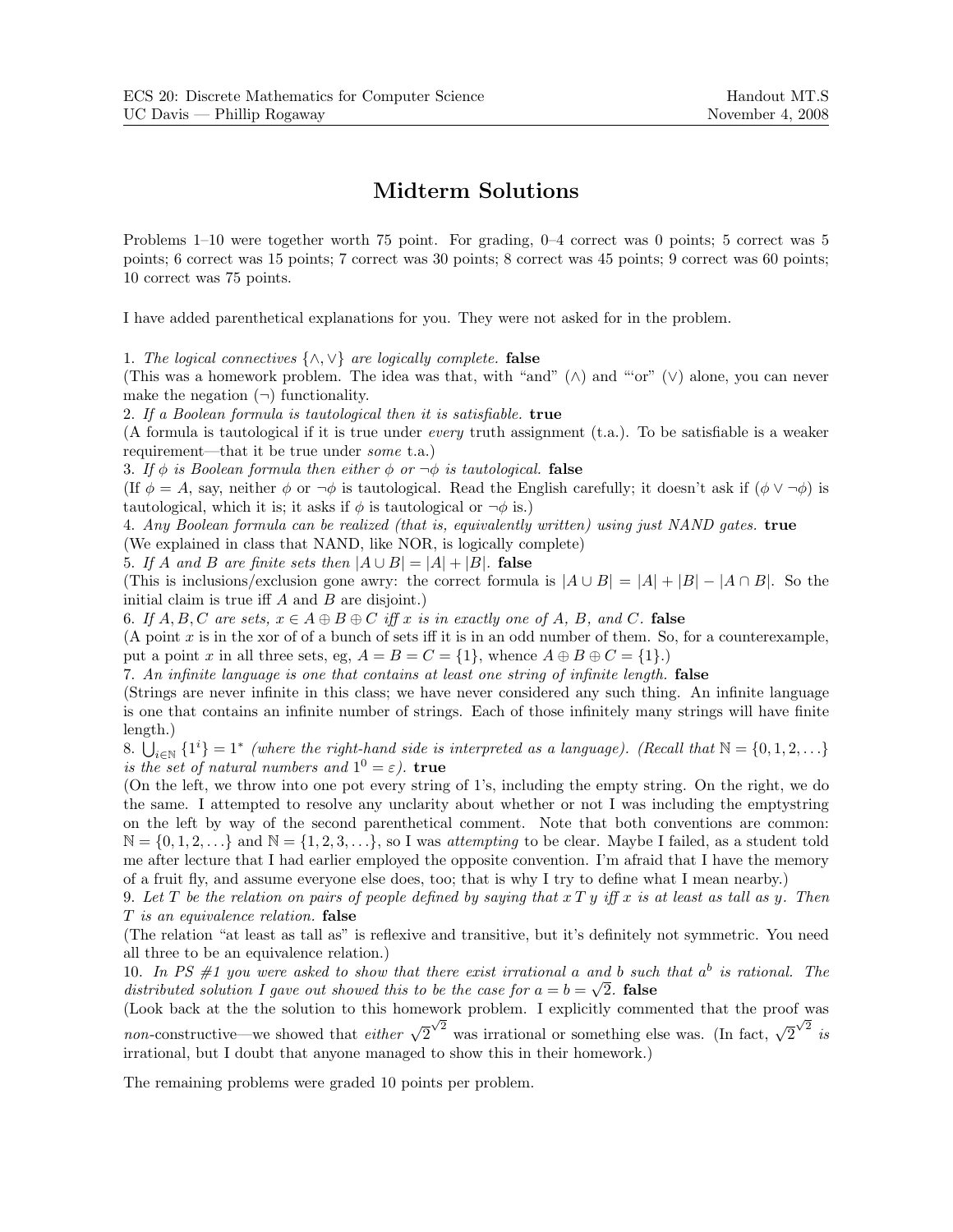ECS 20: Discrete Mathematics for Computer Science  
UC Davis — Phillip Rogaway

Handout MT.S  
November 4, 2008

# Midterm Solutions

Problems 1–10 were together worth 75 point. For grading, 0–4 correct was 0 points; 5 correct was 5 points; 6 correct was 15 points; 7 correct was 30 points; 8 correct was 45 points; 9 correct was 60 points; 10 correct was 75 points.

I have added parenthetical explanations for you. They were not asked for in the problem.

1. *The logical connectives $\{\wedge, \vee\}$ are logically complete.* **false**
(This was a homework problem. The idea was that, with "and" ($\wedge$) and "'or" ($\vee$) alone, you can never make the negation ($\neg$) functionality.

2. *If a Boolean formula is tautological then it is satisfiable.* **true**
(A formula is tautological if it is true under *every* truth assignment (t.a.). To be satisfiable is a weaker requirement—that it be true under *some* t.a.)

3. *If $\phi$ is Boolean formula then either $\phi$ or $\neg\phi$ is tautological.* **false**
(If $\phi = A$, say, neither $\phi$ or $\neg\phi$ is tautological. Read the English carefully; it doesn't ask if $(\phi \vee \neg\phi)$ is tautological, which it is; it asks if $\phi$ is tautological or $\neg\phi$ is.)

4. *Any Boolean formula can be realized (that is, equivalently written) using just NAND gates.* **true**
(We explained in class that NAND, like NOR, is logically complete)

5. *If $A$ and $B$ are finite sets then $|A \cup B| = |A| + |B|$.* **false**
(This is inclusions/exclusion gone awry: the correct formula is $|A \cup B| = |A| + |B| - |A \cap B|$. So the initial claim is true iff $A$ and $B$ are disjoint.)

6. *If $A, B, C$ are sets, $x \in A \oplus B \oplus C$ iff $x$ is in exactly one of $A$, $B$, and $C$.* **false**
(A point $x$ is in the xor of of a bunch of sets iff it is in an odd number of them. So, for a counterexample, put a point $x$ in all three sets, eg, $A = B = C = \{1\}$, whence $A \oplus B \oplus C = \{1\}$.)

7. *An infinite language is one that contains at least one string of infinite length.* **false**
(Strings are never infinite in this class; we have never considered any such thing. An infinite language is one that contains an infinite number of strings. Each of those infinitely many strings will have finite length.)

8. $\bigcup_{i\in\mathbb{N}} \{1^i\} = 1^*$ *(where the right-hand side is interpreted as a language). (Recall that $\mathbb{N} = \{0, 1, 2, \ldots\}$ is the set of natural numbers and $1^0 = \varepsilon$).* **true**
(On the left, we throw into one pot every string of 1's, including the empty string. On the right, we do the same. I attempted to resolve any unclarity about whether or not I was including the emptystring on the left by way of the second parenthetical comment. Note that both conventions are common: $\mathbb{N} = \{0, 1, 2, \ldots\}$ and $\mathbb{N} = \{1, 2, 3, \ldots\}$, so I was *attempting* to be clear. Maybe I failed, as a student told me after lecture that I had earlier employed the opposite convention. I'm afraid that I have the memory of a fruit fly, and assume everyone else does, too; that is why I try to define what I mean nearby.)

9. *Let $T$ be the relation on pairs of people defined by saying that $x\,T\,y$ iff $x$ is at least as tall as $y$. Then $T$ is an equivalence relation.* **false**
(The relation "at least as tall as" is reflexive and transitive, but it's definitely not symmetric. You need all three to be an equivalence relation.)

10. *In PS #1 you were asked to show that there exist irrational $a$ and $b$ such that $a^b$ is rational. The distributed solution I gave out showed this to be the case for $a = b = \sqrt{2}$.* **false**
(Look back at the the solution to this homework problem. I explicitly commented that the proof was *non*-constructive—we showed that *either* $\sqrt{2}^{\sqrt{2}}$ was irrational or something else was. (In fact, $\sqrt{2}^{\sqrt{2}}$ *is* irrational, but I doubt that anyone managed to show this in their homework.)

The remaining problems were graded 10 points per problem.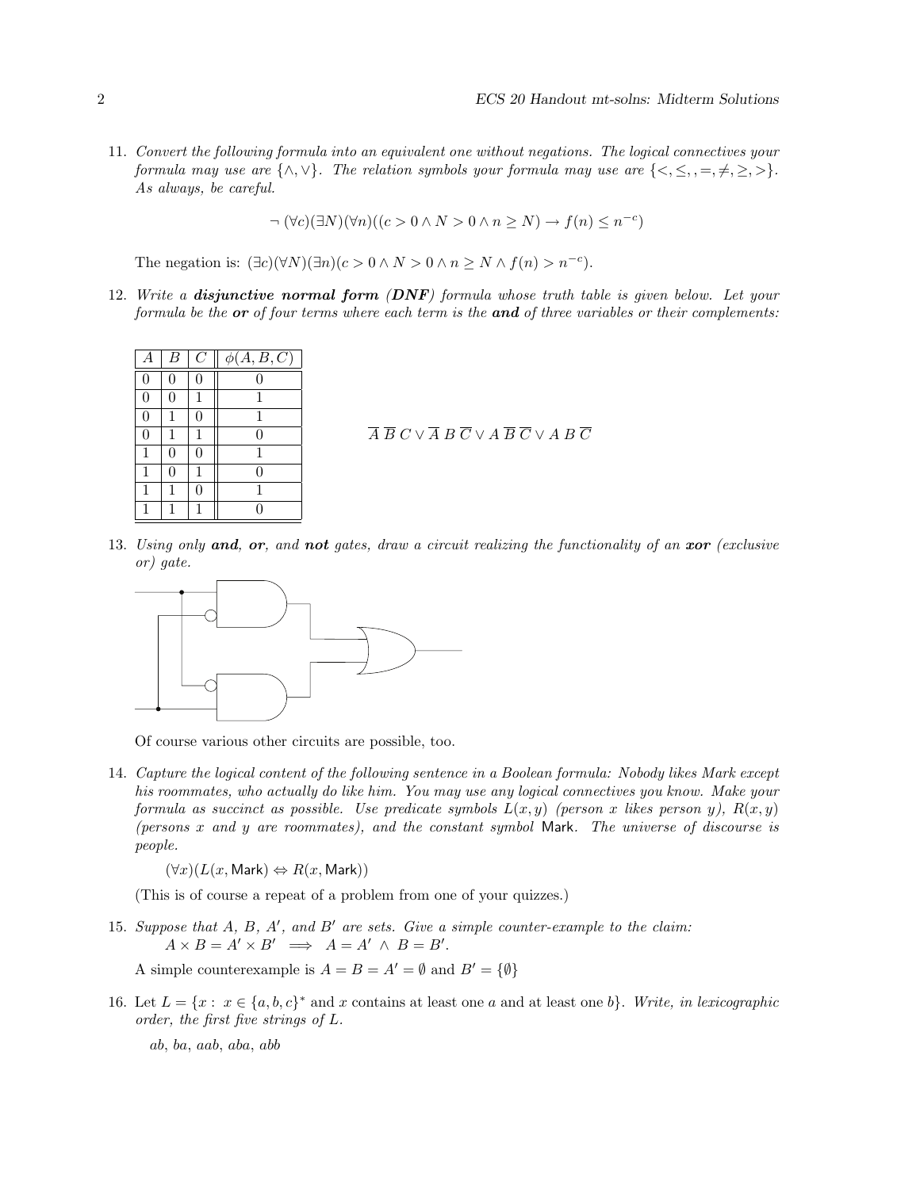11. *Convert the following formula into an equivalent one without negations. The logical connectives your formula may use are $\{\wedge, \vee\}$. The relation symbols your formula may use are $\{<, \leq, , =, \neq, \geq, >\}$. As always, be careful.*

$$\neg (\forall c)(\exists N)(\forall n)((c > 0 \wedge N > 0 \wedge n \geq N) \rightarrow f(n) \leq n^{-c})$$

The negation is: $(\exists c)(\forall N)(\exists n)(c > 0 \wedge N > 0 \wedge n \geq N \wedge f(n) > n^{-c})$.

12. *Write a **disjunctive normal form (DNF)** formula whose truth table is given below. Let your formula be the **or** of four terms where each term is the **and** of three variables or their complements:*

| $A$ | $B$ | $C$ | $\phi(A, B, C)$ |
|---|---|---|---|
| 0 | 0 | 0 | 0 |
| 0 | 0 | 1 | 1 |
| 0 | 1 | 0 | 1 |
| 0 | 1 | 1 | 0 |
| 1 | 0 | 0 | 1 |
| 1 | 0 | 1 | 0 |
| 1 | 1 | 0 | 1 |
| 1 | 1 | 1 | 0 |

$\overline{A}\ \overline{B}\ C \vee \overline{A}\ B\ \overline{C} \vee A\ \overline{B}\ \overline{C} \vee A\ B\ \overline{C}$

13. *Using only **and**, **or**, and **not** gates, draw a circuit realizing the functionality of an **xor** (exclusive or) gate.*

Of course various other circuits are possible, too.

14. *Capture the logical content of the following sentence in a Boolean formula: Nobody likes Mark except his roommates, who actually do like him. You may use any logical connectives you know. Make your formula as succinct as possible. Use predicate symbols $L(x, y)$ (person $x$ likes person $y$), $R(x, y)$ (persons $x$ and $y$ are roommates), and the constant symbol* Mark. *The universe of discourse is people.*

$(\forall x)(L(x, \textsf{Mark}) \Leftrightarrow R(x, \textsf{Mark}))$

(This is of course a repeat of a problem from one of your quizzes.)

15. *Suppose that $A$, $B$, $A'$, and $B'$ are sets. Give a simple counter-example to the claim:*
$A \times B = A' \times B' \implies A = A' \wedge B = B'$.

A simple counterexample is $A = B = A' = \emptyset$ and $B' = \{\emptyset\}$

16. Let $L = \{x : x \in \{a, b, c\}^*$ and $x$ contains at least one $a$ and at least one $b\}$. *Write, in lexicographic order, the first five strings of $L$.*

*ab*, *ba*, *aab*, *aba*, *abb*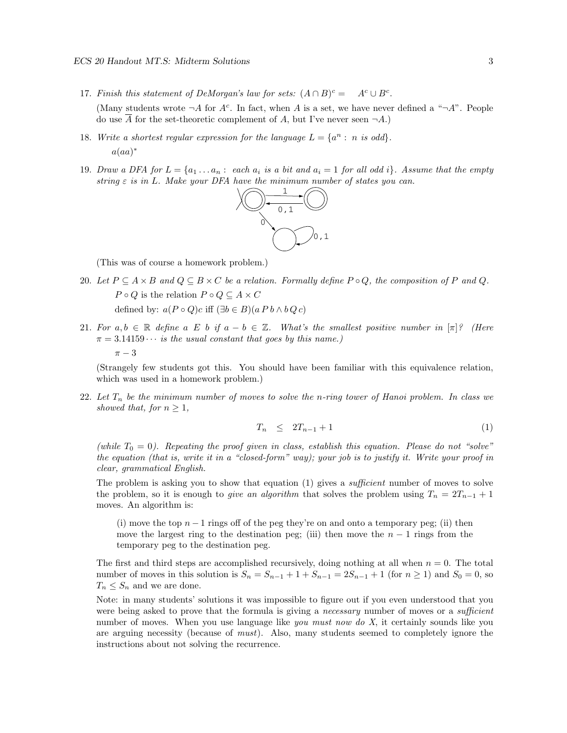17. *Finish this statement of DeMorgan's law for sets:* $(A \cap B)^c = \quad A^c \cup B^c$.

    (Many students wrote $\neg A$ for $A^c$. In fact, when $A$ is a set, we have never defined a "$\neg A$". People do use $\overline{A}$ for the set-theoretic complement of $A$, but I've never seen $\neg A$.)

18. *Write a shortest regular expression for the language* $L = \{a^n : \ n \text{ is odd}\}$.

    $a(aa)^*$

19. *Draw a DFA for* $L = \{a_1 \dots a_n : \ $ *each* $a_i$ *is a bit and* $a_i = 1$ *for all odd* $i\}$. *Assume that the empty string* $\varepsilon$ *is in* $L$. *Make your DFA have the minimum number of states you can.*

    (This was of course a homework problem.)

20. *Let* $P \subseteq A \times B$ *and* $Q \subseteq B \times C$ *be a relation. Formally define* $P \circ Q$, *the composition of* $P$ *and* $Q$.

    $P \circ Q$ is the relation $P \circ Q \subseteq A \times C$

    defined by: $a(P \circ Q)c$ iff $(\exists b \in B)(a\,P\,b \wedge b\,Q\,c)$

21. *For* $a, b \in \mathbb{R}$ *define* $a \ E \ b$ *if* $a - b \in \mathbb{Z}$. *What's the smallest positive number in* $[\pi]$? *(Here* $\pi = 3.14159\cdots$ *is the usual constant that goes by this name.)*

    $\pi - 3$

    (Strangely few students got this. You should have been familiar with this equivalence relation, which was used in a homework problem.)

22. *Let* $T_n$ *be the minimum number of moves to solve the* $n$*-ring tower of Hanoi problem. In class we showed that, for* $n \geq 1$,

$$T_n \quad \leq \quad 2T_{n-1} + 1 \tag{1}$$

*(while* $T_0 = 0$*). Repeating the proof given in class, establish this equation. Please do not "solve" the equation (that is, write it in a "closed-form" way); your job is to justify it. Write your proof in clear, grammatical English.*

The problem is asking you to show that equation (1) gives a *sufficient* number of moves to solve the problem, so it is enough to *give an algorithm* that solves the problem using $T_n = 2T_{n-1} + 1$ moves. An algorithm is:

> (i) move the top $n-1$ rings off of the peg they're on and onto a temporary peg; (ii) then move the largest ring to the destination peg; (iii) then move the $n-1$ rings from the temporary peg to the destination peg.

The first and third steps are accomplished recursively, doing nothing at all when $n = 0$. The total number of moves in this solution is $S_n = S_{n-1} + 1 + S_{n-1} = 2S_{n-1} + 1$ (for $n \geq 1$) and $S_0 = 0$, so $T_n \leq S_n$ and we are done.

Note: in many students' solutions it was impossible to figure out if you even understood that you were being asked to prove that the formula is giving a *necessary* number of moves or a *sufficient* number of moves. When you use language like *you must now do X*, it certainly sounds like you are arguing necessity (because of *must*). Also, many students seemed to completely ignore the instructions about not solving the recurrence.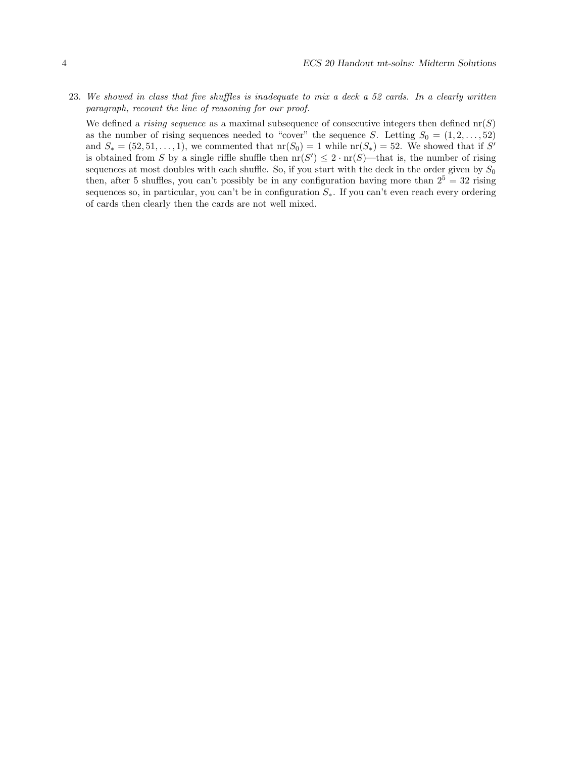23. *We showed in class that five shuffles is inadequate to mix a deck a 52 cards. In a clearly written paragraph, recount the line of reasoning for our proof.*

    We defined a *rising sequence* as a maximal subsequence of consecutive integers then defined $\mathrm{nr}(S)$ as the number of rising sequences needed to "cover" the sequence $S$. Letting $S_0 = (1, 2, \ldots, 52)$ and $S_* = (52, 51, \ldots, 1)$, we commented that $\mathrm{nr}(S_0) = 1$ while $\mathrm{nr}(S_*) = 52$. We showed that if $S'$ is obtained from $S$ by a single riffle shuffle then $\mathrm{nr}(S') \leq 2 \cdot \mathrm{nr}(S)$—that is, the number of rising sequences at most doubles with each shuffle. So, if you start with the deck in the order given by $S_0$ then, after 5 shuffles, you can't possibly be in any configuration having more than $2^5 = 32$ rising sequences so, in particular, you can't be in configuration $S_*$. If you can't even reach every ordering of cards then clearly then the cards are not well mixed.